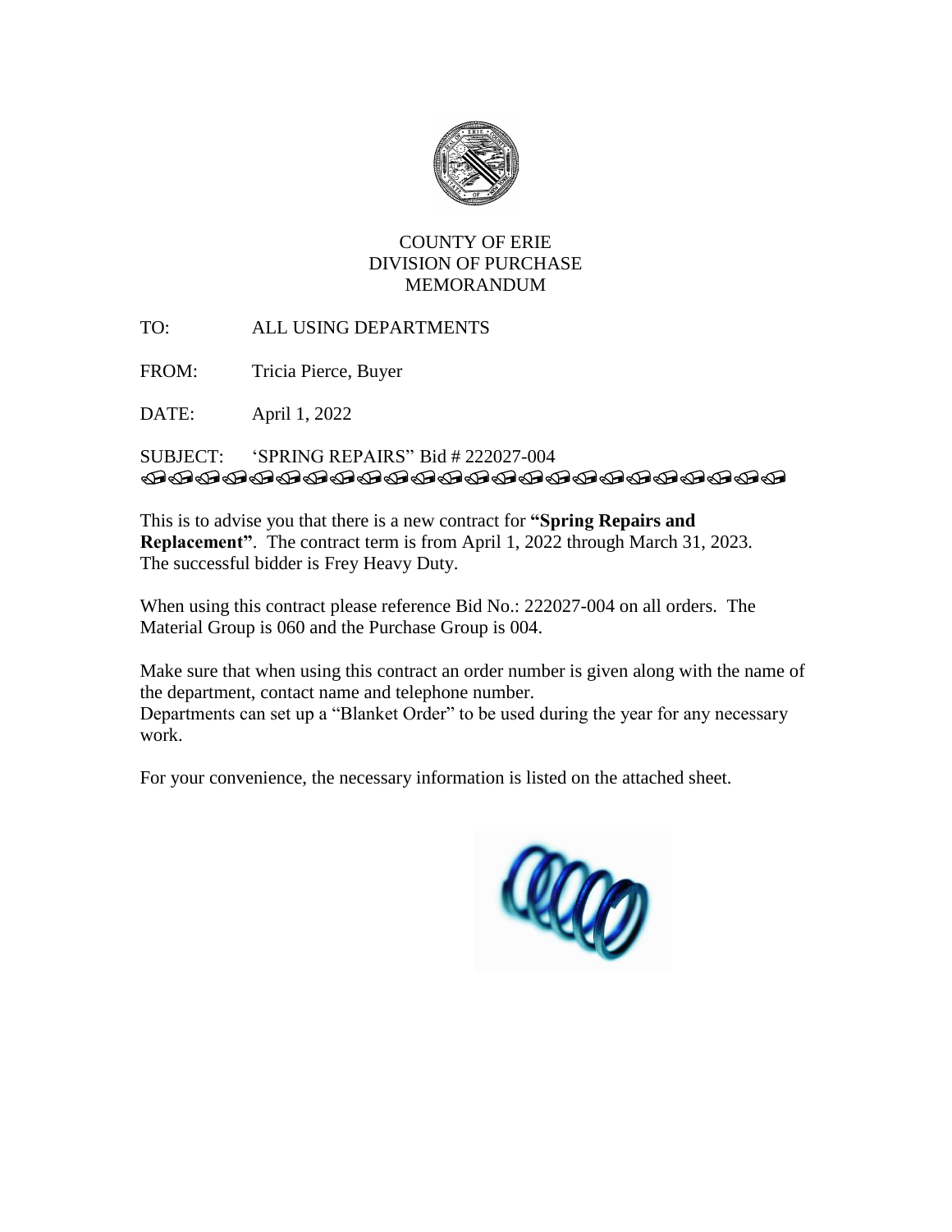# COUNTY OF ERIE
## DIVISION OF PURCHASE
## MEMORANDUM

TO: ALL USING DEPARTMENTS

FROM: Tricia Pierce, Buyer

DATE: April 1, 2022

SUBJECT: 'SPRING REPAIRS" Bid # 222027-004

This is to advise you that there is a new contract for **"Spring Repairs and Replacement"**. The contract term is from April 1, 2022 through March 31, 2023. The successful bidder is Frey Heavy Duty.

When using this contract please reference Bid No.: 222027-004 on all orders. The Material Group is 060 and the Purchase Group is 004.

Make sure that when using this contract an order number is given along with the name of the department, contact name and telephone number.
Departments can set up a "Blanket Order" to be used during the year for any necessary work.

For your convenience, the necessary information is listed on the attached sheet.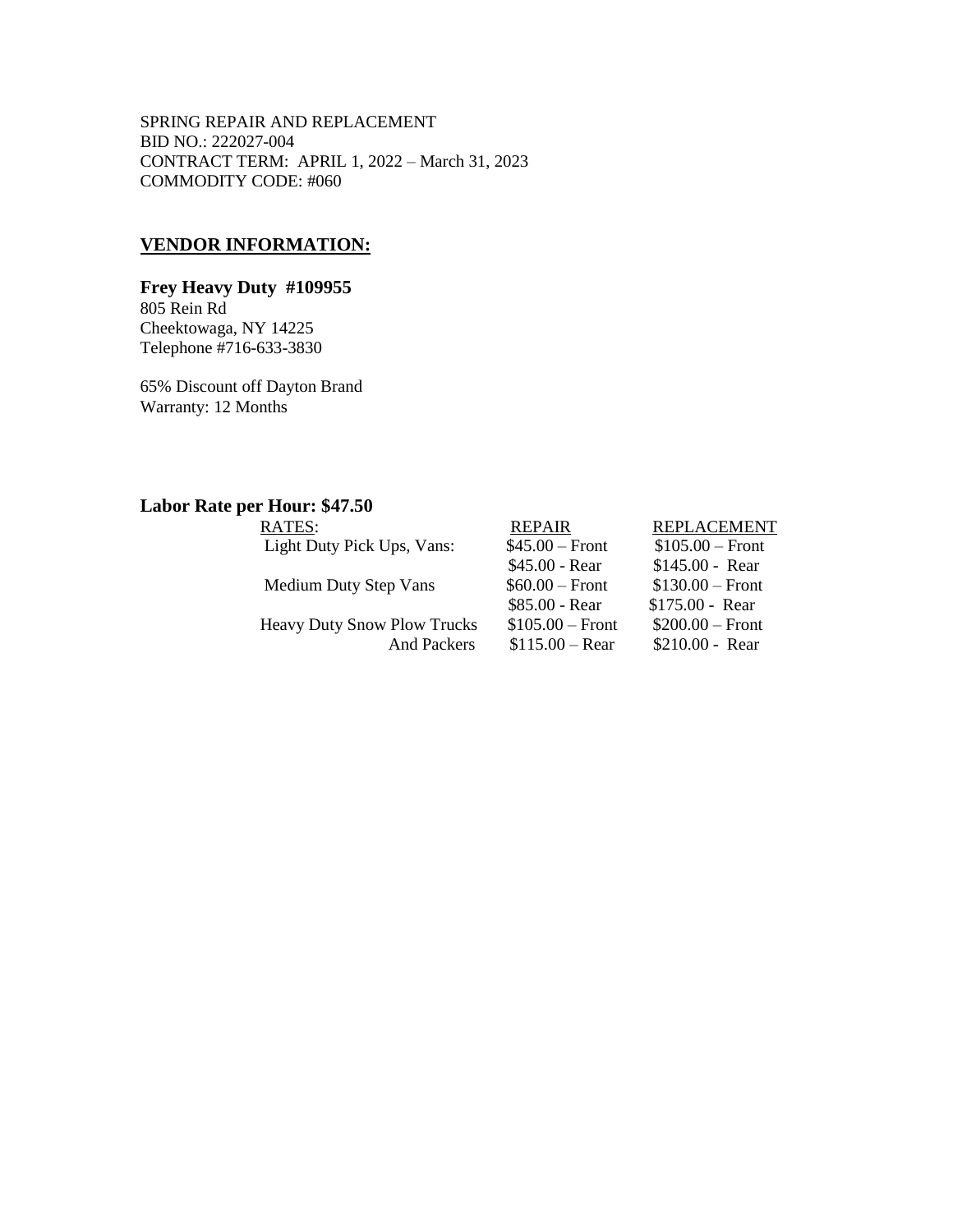SPRING REPAIR AND REPLACEMENT
BID NO.: 222027-004
CONTRACT TERM: APRIL 1, 2022 – March 31, 2023
COMMODITY CODE: #060

## VENDOR INFORMATION:

**Frey Heavy Duty #109955**
805 Rein Rd
Cheektowaga, NY 14225
Telephone #716-633-3830

65% Discount off Dayton Brand
Warranty: 12 Months

**Labor Rate per Hour: $47.50**

| RATES: | REPAIR | REPLACEMENT |
|---|---|---|
| Light Duty Pick Ups, Vans: | $45.00 – Front | $105.00 – Front |
| | $45.00 - Rear | $145.00 - Rear |
| Medium Duty Step Vans | $60.00 – Front | $130.00 – Front |
| | $85.00 - Rear | $175.00 - Rear |
| Heavy Duty Snow Plow Trucks | $105.00 – Front | $200.00 – Front |
| And Packers | $115.00 – Rear | $210.00 - Rear |